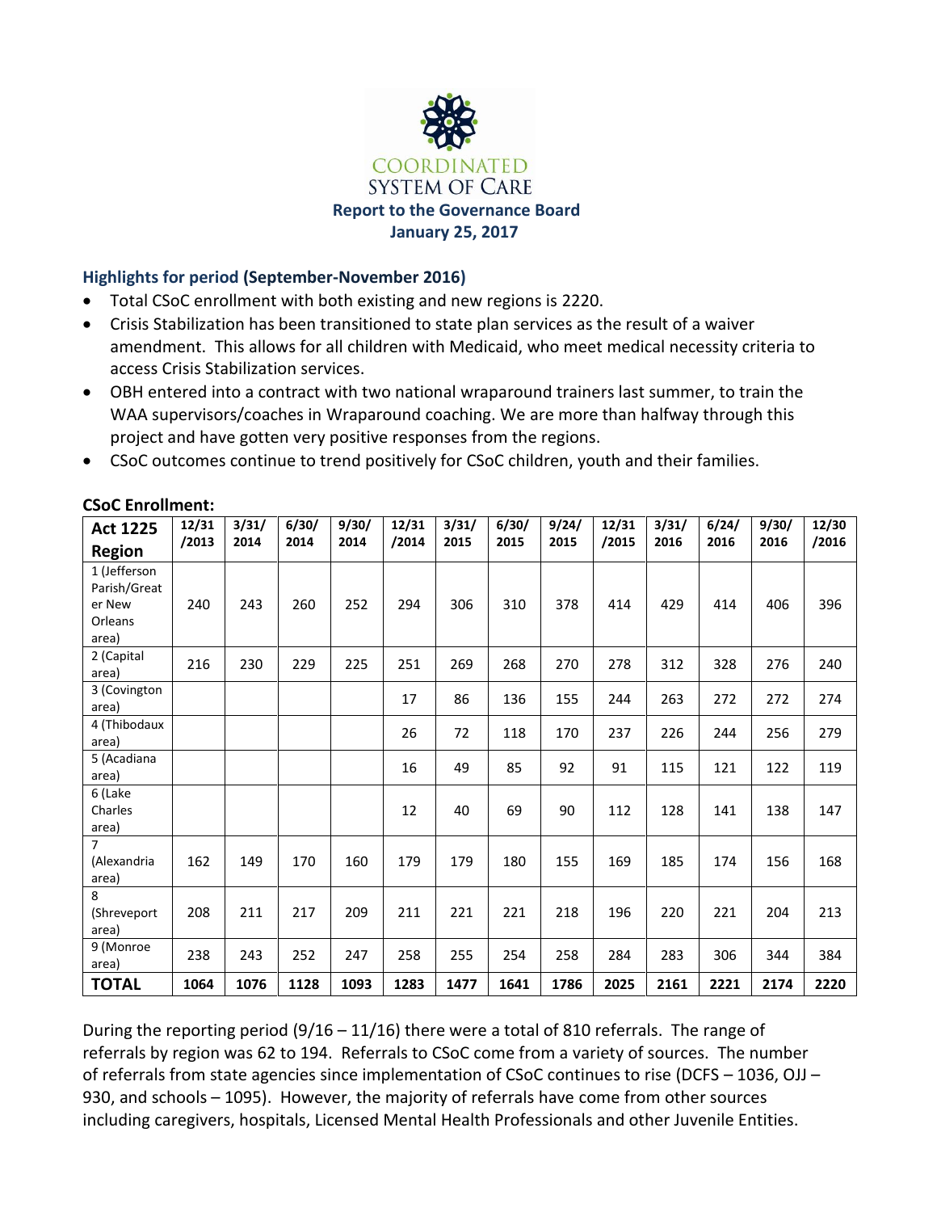# Coordinated System of Care

**Report to the Governance Board**
**January 25, 2017**

## Highlights for period (September-November 2016)

- Total CSoC enrollment with both existing and new regions is 2220.
- Crisis Stabilization has been transitioned to state plan services as the result of a waiver amendment. This allows for all children with Medicaid, who meet medical necessity criteria to access Crisis Stabilization services.
- OBH entered into a contract with two national wraparound trainers last summer, to train the WAA supervisors/coaches in Wraparound coaching. We are more than halfway through this project and have gotten very positive responses from the regions.
- CSoC outcomes continue to trend positively for CSoC children, youth and their families.

### CSoC Enrollment:

| Act 1225 Region | 12/31/2013 | 3/31/2014 | 6/30/2014 | 9/30/2014 | 12/31/2014 | 3/31/2015 | 6/30/2015 | 9/24/2015 | 12/31/2015 | 3/31/2016 | 6/24/2016 | 9/30/2016 | 12/30/2016 |
|---|---|---|---|---|---|---|---|---|---|---|---|---|---|
| 1 (Jefferson Parish/Greater New Orleans area) | 240 | 243 | 260 | 252 | 294 | 306 | 310 | 378 | 414 | 429 | 414 | 406 | 396 |
| 2 (Capital area) | 216 | 230 | 229 | 225 | 251 | 269 | 268 | 270 | 278 | 312 | 328 | 276 | 240 |
| 3 (Covington area) | | | | | 17 | 86 | 136 | 155 | 244 | 263 | 272 | 272 | 274 |
| 4 (Thibodaux area) | | | | | 26 | 72 | 118 | 170 | 237 | 226 | 244 | 256 | 279 |
| 5 (Acadiana area) | | | | | 16 | 49 | 85 | 92 | 91 | 115 | 121 | 122 | 119 |
| 6 (Lake Charles area) | | | | | 12 | 40 | 69 | 90 | 112 | 128 | 141 | 138 | 147 |
| 7 (Alexandria area) | 162 | 149 | 170 | 160 | 179 | 179 | 180 | 155 | 169 | 185 | 174 | 156 | 168 |
| 8 (Shreveport area) | 208 | 211 | 217 | 209 | 211 | 221 | 221 | 218 | 196 | 220 | 221 | 204 | 213 |
| 9 (Monroe area) | 238 | 243 | 252 | 247 | 258 | 255 | 254 | 258 | 284 | 283 | 306 | 344 | 384 |
| **TOTAL** | **1064** | **1076** | **1128** | **1093** | **1283** | **1477** | **1641** | **1786** | **2025** | **2161** | **2221** | **2174** | **2220** |

During the reporting period (9/16 – 11/16) there were a total of 810 referrals. The range of referrals by region was 62 to 194. Referrals to CSoC come from a variety of sources. The number of referrals from state agencies since implementation of CSoC continues to rise (DCFS – 1036, OJJ – 930, and schools – 1095). However, the majority of referrals have come from other sources including caregivers, hospitals, Licensed Mental Health Professionals and other Juvenile Entities.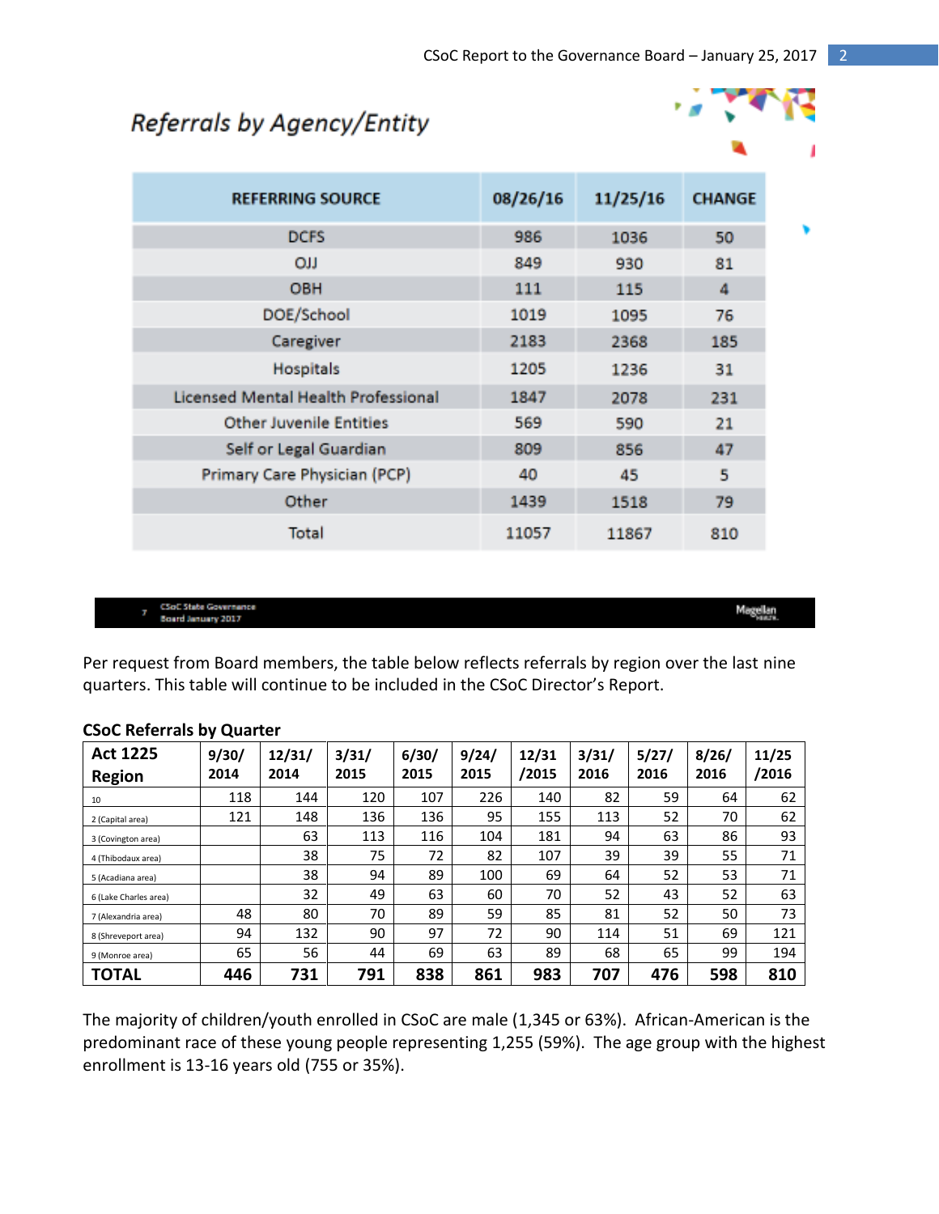## Referrals by Agency/Entity

| REFERRING SOURCE | 08/26/16 | 11/25/16 | CHANGE |
|---|---|---|---|
| DCFS | 986 | 1036 | 50 |
| OJJ | 849 | 930 | 81 |
| OBH | 111 | 115 | 4 |
| DOE/School | 1019 | 1095 | 76 |
| Caregiver | 2183 | 2368 | 185 |
| Hospitals | 1205 | 1236 | 31 |
| Licensed Mental Health Professional | 1847 | 2078 | 231 |
| Other Juvenile Entities | 569 | 590 | 21 |
| Self or Legal Guardian | 809 | 856 | 47 |
| Primary Care Physician (PCP) | 40 | 45 | 5 |
| Other | 1439 | 1518 | 79 |
| Total | 11057 | 11867 | 810 |

7 CSoC State Governance Board January 2017 Magellan

Per request from Board members, the table below reflects referrals by region over the last nine quarters. This table will continue to be included in the CSoC Director's Report.

**CSoC Referrals by Quarter**

| Act 1225 Region | 9/30/ 2014 | 12/31/ 2014 | 3/31/ 2015 | 6/30/ 2015 | 9/24/ 2015 | 12/31 /2015 | 3/31/ 2016 | 5/27/ 2016 | 8/26/ 2016 | 11/25 /2016 |
|---|---|---|---|---|---|---|---|---|---|---|
| 10 | 118 | 144 | 120 | 107 | 226 | 140 | 82 | 59 | 64 | 62 |
| 2 (Capital area) | 121 | 148 | 136 | 136 | 95 | 155 | 113 | 52 | 70 | 62 |
| 3 (Covington area) | | 63 | 113 | 116 | 104 | 181 | 94 | 63 | 86 | 93 |
| 4 (Thibodaux area) | | 38 | 75 | 72 | 82 | 107 | 39 | 39 | 55 | 71 |
| 5 (Acadiana area) | | 38 | 94 | 89 | 100 | 69 | 64 | 52 | 53 | 71 |
| 6 (Lake Charles area) | | 32 | 49 | 63 | 60 | 70 | 52 | 43 | 52 | 63 |
| 7 (Alexandria area) | 48 | 80 | 70 | 89 | 59 | 85 | 81 | 52 | 50 | 73 |
| 8 (Shreveport area) | 94 | 132 | 90 | 97 | 72 | 90 | 114 | 51 | 69 | 121 |
| 9 (Monroe area) | 65 | 56 | 44 | 69 | 63 | 89 | 68 | 65 | 99 | 194 |
| **TOTAL** | **446** | **731** | **791** | **838** | **861** | **983** | **707** | **476** | **598** | **810** |

The majority of children/youth enrolled in CSoC are male (1,345 or 63%). African-American is the predominant race of these young people representing 1,255 (59%). The age group with the highest enrollment is 13-16 years old (755 or 35%).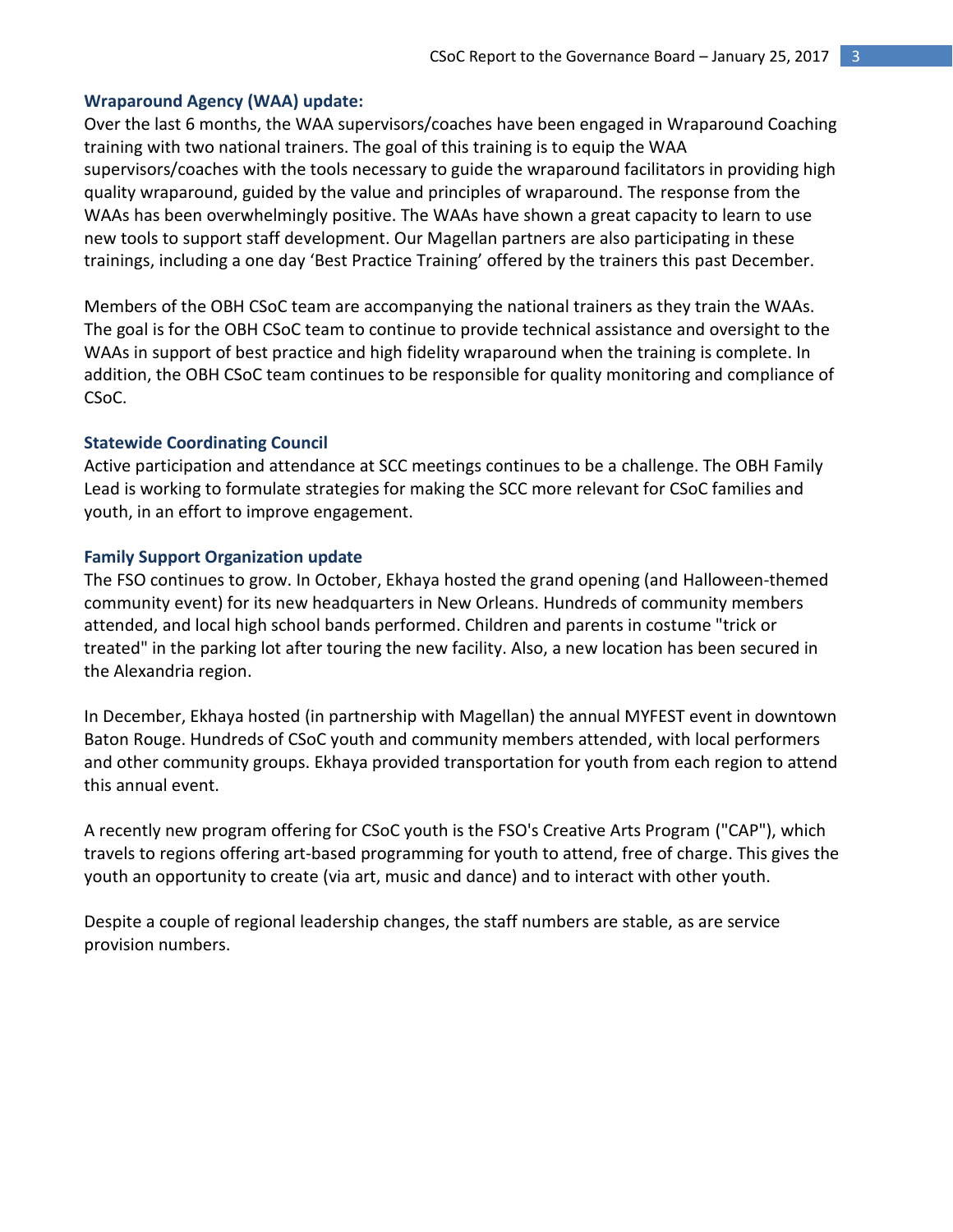### Wraparound Agency (WAA) update:

Over the last 6 months, the WAA supervisors/coaches have been engaged in Wraparound Coaching training with two national trainers. The goal of this training is to equip the WAA supervisors/coaches with the tools necessary to guide the wraparound facilitators in providing high quality wraparound, guided by the value and principles of wraparound. The response from the WAAs has been overwhelmingly positive. The WAAs have shown a great capacity to learn to use new tools to support staff development. Our Magellan partners are also participating in these trainings, including a one day 'Best Practice Training' offered by the trainers this past December.

Members of the OBH CSoC team are accompanying the national trainers as they train the WAAs. The goal is for the OBH CSoC team to continue to provide technical assistance and oversight to the WAAs in support of best practice and high fidelity wraparound when the training is complete. In addition, the OBH CSoC team continues to be responsible for quality monitoring and compliance of CSoC.

### Statewide Coordinating Council

Active participation and attendance at SCC meetings continues to be a challenge. The OBH Family Lead is working to formulate strategies for making the SCC more relevant for CSoC families and youth, in an effort to improve engagement.

### Family Support Organization update

The FSO continues to grow. In October, Ekhaya hosted the grand opening (and Halloween-themed community event) for its new headquarters in New Orleans. Hundreds of community members attended, and local high school bands performed. Children and parents in costume "trick or treated" in the parking lot after touring the new facility. Also, a new location has been secured in the Alexandria region.

In December, Ekhaya hosted (in partnership with Magellan) the annual MYFEST event in downtown Baton Rouge. Hundreds of CSoC youth and community members attended, with local performers and other community groups. Ekhaya provided transportation for youth from each region to attend this annual event.

A recently new program offering for CSoC youth is the FSO's Creative Arts Program ("CAP"), which travels to regions offering art-based programming for youth to attend, free of charge. This gives the youth an opportunity to create (via art, music and dance) and to interact with other youth.

Despite a couple of regional leadership changes, the staff numbers are stable, as are service provision numbers.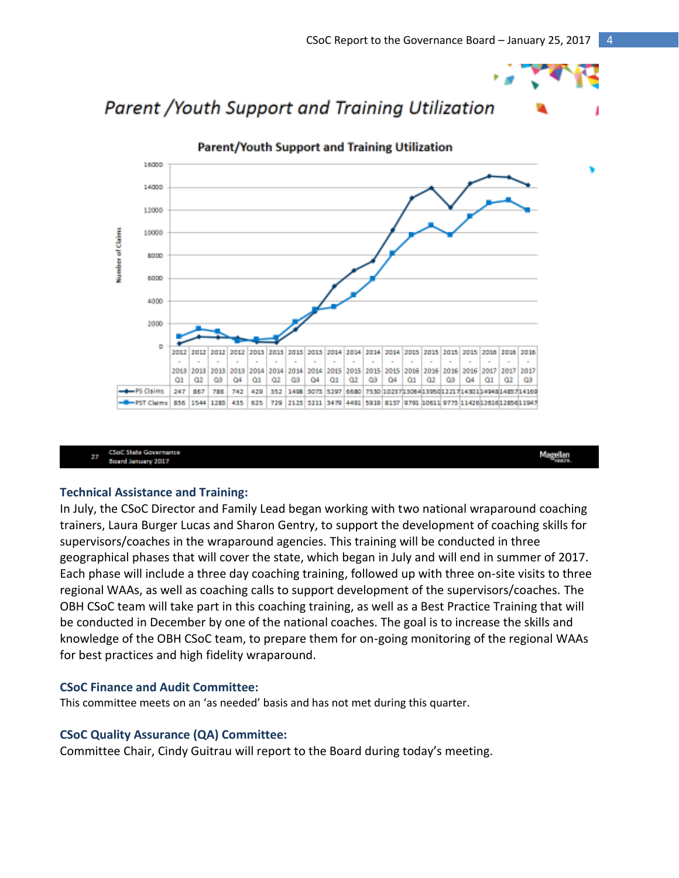## *Parent /Youth Support and Training Utilization*

**Parent/Youth Support and Training Utilization**

| | 2012 - 2013 Q1 | 2012 - 2013 Q2 | 2012 - 2013 Q3 | 2012 - 2013 Q4 | 2013 - 2014 Q1 | 2013 - 2014 Q2 | 2013 - 2014 Q3 | 2013 - 2014 Q4 | 2014 - 2015 Q1 | 2014 - 2015 Q2 | 2014 - 2015 Q3 | 2014 - 2015 Q4 | 2015 - 2016 Q1 | 2015 - 2016 Q2 | 2015 - 2016 Q3 | 2015 - 2016 Q4 | 2016 - 2017 Q1 | 2016 - 2017 Q2 | 2016 - 2017 Q3 |
|---|---|---|---|---|---|---|---|---|---|---|---|---|---|---|---|---|---|---|---|
| PS Claims | 247 | 867 | 786 | 742 | 429 | 352 | 1498 | 3075 | 5297 | 6680 | 7530 | 10237 | 13064 | 13950 | 12217 | 14301 | 14948 | 14857 | 14169 |
| PST Claims | 856 | 1544 | 1283 | 435 | 625 | 729 | 2125 | 3211 | 3479 | 4491 | 5919 | 8137 | 9791 | 10611 | 9775 | 11426 | 12616 | 12856 | 11947 |

### Technical Assistance and Training:

In July, the CSoC Director and Family Lead began working with two national wraparound coaching trainers, Laura Burger Lucas and Sharon Gentry, to support the development of coaching skills for supervisors/coaches in the wraparound agencies. This training will be conducted in three geographical phases that will cover the state, which began in July and will end in summer of 2017. Each phase will include a three day coaching training, followed up with three on-site visits to three regional WAAs, as well as coaching calls to support development of the supervisors/coaches. The OBH CSoC team will take part in this coaching training, as well as a Best Practice Training that will be conducted in December by one of the national coaches. The goal is to increase the skills and knowledge of the OBH CSoC team, to prepare them for on-going monitoring of the regional WAAs for best practices and high fidelity wraparound.

### CSoC Finance and Audit Committee:

This committee meets on an 'as needed' basis and has not met during this quarter.

### CSoC Quality Assurance (QA) Committee:

Committee Chair, Cindy Guitrau will report to the Board during today's meeting.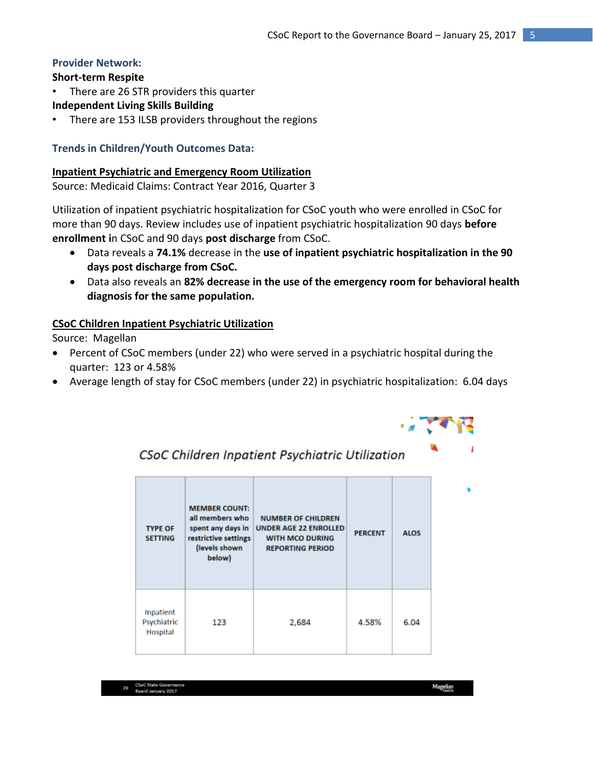## Provider Network:

**Short-term Respite**

- There are 26 STR providers this quarter

**Independent Living Skills Building**

- There are 153 ILSB providers throughout the regions

## Trends in Children/Youth Outcomes Data:

**<u>Inpatient Psychiatric and Emergency Room Utilization</u>**

Source: Medicaid Claims: Contract Year 2016, Quarter 3

Utilization of inpatient psychiatric hospitalization for CSoC youth who were enrolled in CSoC for more than 90 days. Review includes use of inpatient psychiatric hospitalization 90 days **before enrollment i**n CSoC and 90 days **post discharge** from CSoC.

- Data reveals a **74.1%** decrease in the **use of inpatient psychiatric hospitalization in the 90 days post discharge from CSoC.**
- Data also reveals an **82% decrease in the use of the emergency room for behavioral health diagnosis for the same population.**

**<u>CSoC Children Inpatient Psychiatric Utilization</u>**

Source: Magellan

- Percent of CSoC members (under 22) who were served in a psychiatric hospital during the quarter: 123 or 4.58%
- Average length of stay for CSoC members (under 22) in psychiatric hospitalization: 6.04 days

*CSoC Children Inpatient Psychiatric Utilization*

| TYPE OF SETTING | MEMBER COUNT: all members who spent any days in restrictive settings (levels shown below) | NUMBER OF CHILDREN UNDER AGE 22 ENROLLED WITH MCO DURING REPORTING PERIOD | PERCENT | ALOS |
|---|---|---|---|---|
| Inpatient Psychiatric Hospital | 123 | 2,684 | 4.58% | 6.04 |

29 CSoC State Governance Board January 2017 Magellan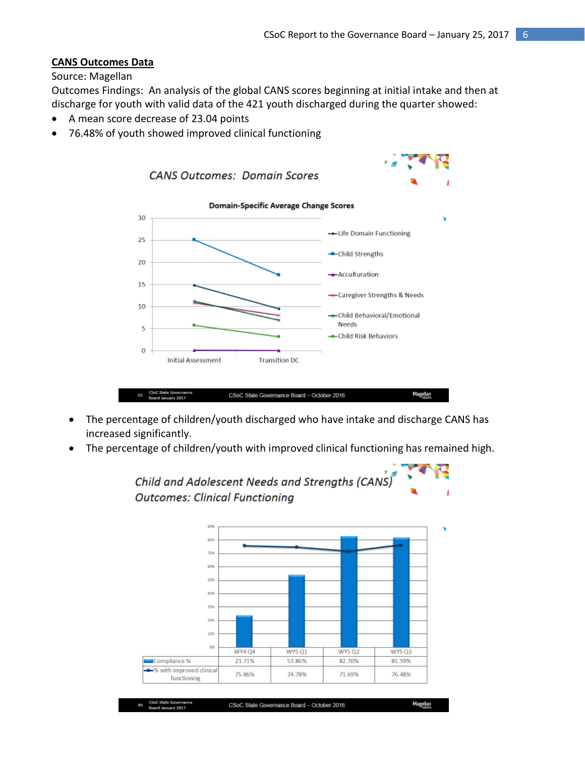**CANS Outcomes Data**

Source: Magellan

Outcomes Findings: An analysis of the global CANS scores beginning at initial intake and then at discharge for youth with valid data of the 421 youth discharged during the quarter showed:

- A mean score decrease of 23.04 points
- 76.48% of youth showed improved clinical functioning

*CANS Outcomes: Domain Scores*

**Domain-Specific Average Change Scores**

CSoC State Governance Board – October 2016

- The percentage of children/youth discharged who have intake and discharge CANS has increased significantly.
- The percentage of children/youth with improved clinical functioning has remained high.

*Child and Adolescent Needs and Strengths (CANS) Outcomes: Clinical Functioning*

| | WY4 Q4 | WY5 Q1 | WY5 Q2 | WY5 Q3 |
|---|---|---|---|---|
| Compliance % | 23.71% | 53.86% | 82.70% | 81.59% |
| % with improved clinical functioning | 75.86% | 74.78% | 71.69% | 76.48% |

CSoC State Governance Board – October 2016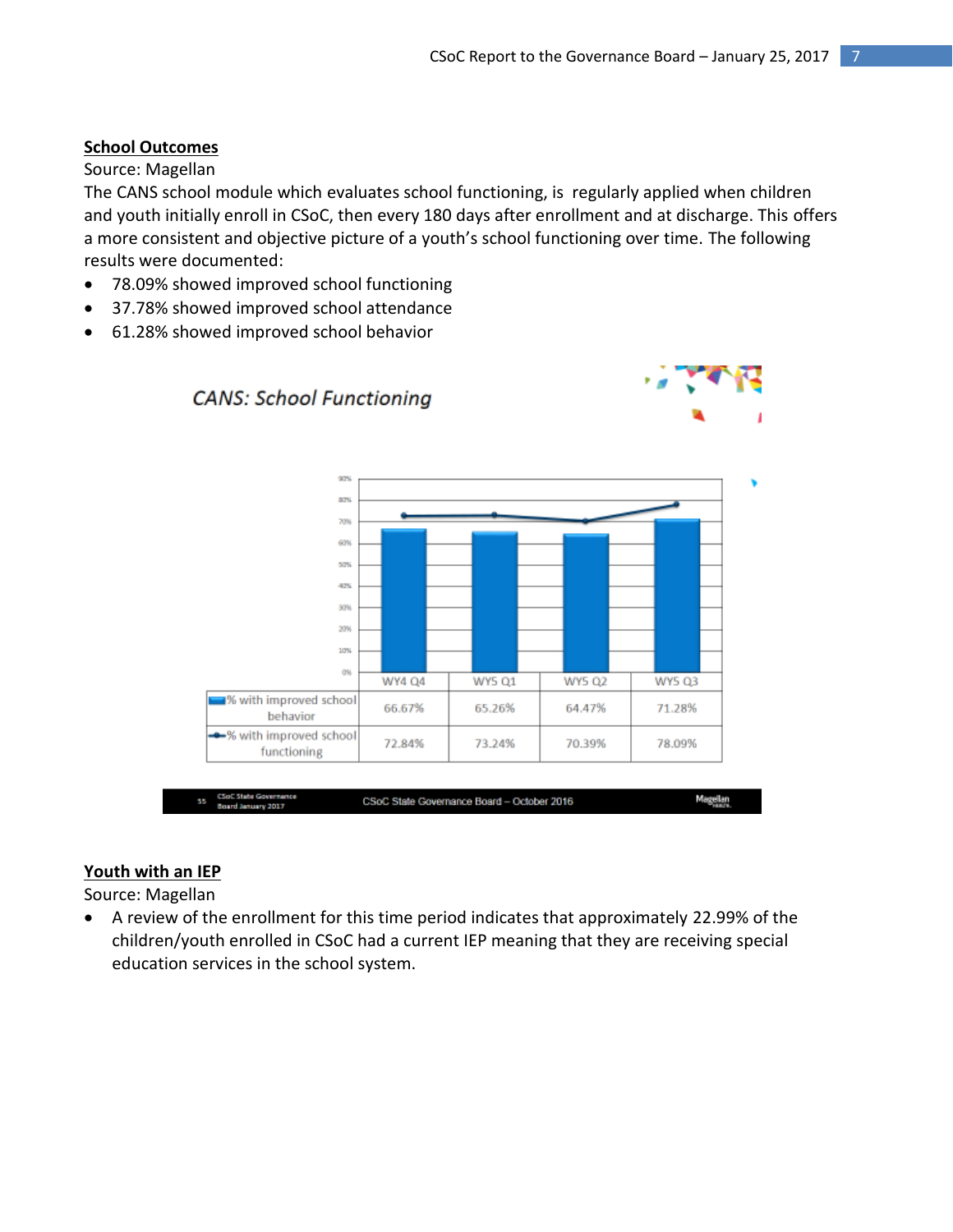**School Outcomes**

Source: Magellan

The CANS school module which evaluates school functioning, is regularly applied when children and youth initially enroll in CSoC, then every 180 days after enrollment and at discharge. This offers a more consistent and objective picture of a youth's school functioning over time. The following results were documented:

- 78.09% showed improved school functioning
- 37.78% showed improved school attendance
- 61.28% showed improved school behavior

*CANS: School Functioning*

| | WY4 Q4 | WY5 Q1 | WY5 Q2 | WY5 Q3 |
|---|---|---|---|---|
| % with improved school behavior | 66.67% | 65.26% | 64.47% | 71.28% |
| % with improved school functioning | 72.84% | 73.24% | 70.39% | 78.09% |

CSoC State Governance Board – October 2016

**Youth with an IEP**

Source: Magellan

- A review of the enrollment for this time period indicates that approximately 22.99% of the children/youth enrolled in CSoC had a current IEP meaning that they are receiving special education services in the school system.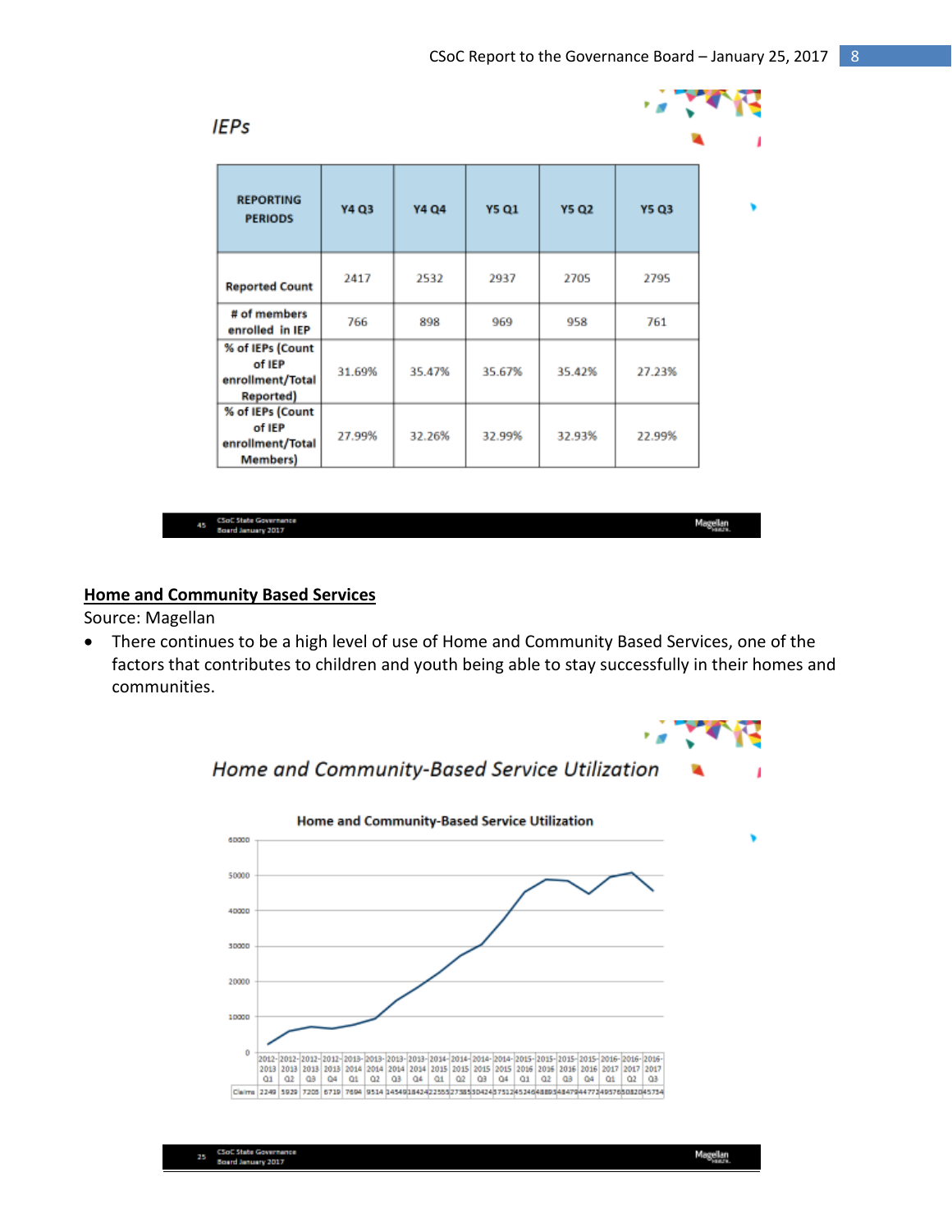## IEPs

| REPORTING PERIODS | Y4 Q3 | Y4 Q4 | Y5 Q1 | Y5 Q2 | Y5 Q3 |
|---|---|---|---|---|---|
| Reported Count | 2417 | 2532 | 2937 | 2705 | 2795 |
| # of members enrolled in IEP | 766 | 898 | 969 | 958 | 761 |
| % of IEPs (Count of IEP enrollment/Total Reported) | 31.69% | 35.47% | 35.67% | 35.42% | 27.23% |
| % of IEPs (Count of IEP enrollment/Total Members) | 27.99% | 32.26% | 32.99% | 32.93% | 22.99% |

**Home and Community Based Services**

Source: Magellan

- There continues to be a high level of use of Home and Community Based Services, one of the factors that contributes to children and youth being able to stay successfully in their homes and communities.

## Home and Community-Based Service Utilization

Home and Community-Based Service Utilization

| | 2012-2013 Q1 | 2012-2013 Q2 | 2012-2013 Q3 | 2012-2013 Q4 | 2013-2014 Q1 | 2013-2014 Q2 | 2013-2014 Q3 | 2013-2014 Q4 | 2014-2015 Q1 | 2014-2015 Q2 | 2014-2015 Q3 | 2014-2015 Q4 | 2015-2016 Q1 | 2015-2016 Q2 | 2015-2016 Q3 | 2015-2016 Q4 | 2016-2017 Q1 | 2016-2017 Q2 | 2016-2017 Q3 |
|---|---|---|---|---|---|---|---|---|---|---|---|---|---|---|---|---|---|---|---|
| Claims | 2249 | 5929 | 7203 | 6719 | 7694 | 9514 | 14549 | 18424 | 22555 | 27385 | 30424 | 37512 | 45246 | 48895 | 48479 | 44772 | 49576 | 50820 | 45734 |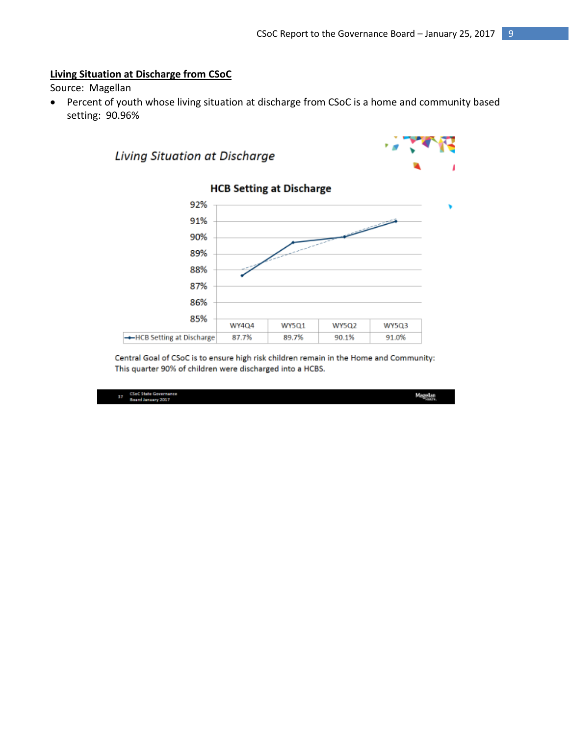**Living Situation at Discharge from CSoC**

Source: Magellan

- Percent of youth whose living situation at discharge from CSoC is a home and community based setting: 90.96%

*Living Situation at Discharge*

**HCB Setting at Discharge**

92%
91%
90%
89%
88%
87%
86%
85%

WY4Q4 WY5Q1 WY5Q2 WY5Q3

HCB Setting at Discharge 87.7% 89.7% 90.1% 91.0%

Central Goal of CSoC is to ensure high risk children remain in the Home and Community: This quarter 90% of children were discharged into a HCBS.

37 CSoC State Governance Board January 2017

Magellan